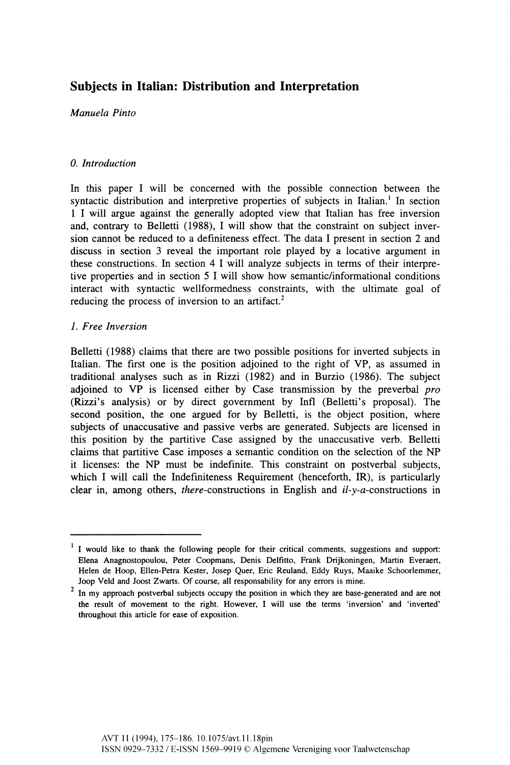# Subjects in Italian: Distribution and Interpretation

*Manuela Pinto*

## *0. Introduction*

In this paper I will be concerned with the possible connection between the syntactic distribution and interpretive properties of subjects in Italian.[1] In section 1 I will argue against the generally adopted view that Italian has free inversion and, contrary to Belletti (1988), I will show that the constraint on subject inversion cannot be reduced to a definiteness effect. The data I present in section 2 and discuss in section 3 reveal the important role played by a locative argument in these constructions. In section 4 I will analyze subjects in terms of their interpretive properties and in section 5 I will show how semantic/informational conditions interact with syntactic wellformedness constraints, with the ultimate goal of reducing the process of inversion to an artifact.[2]

## *1. Free Inversion*

Belletti (1988) claims that there are two possible positions for inverted subjects in Italian. The first one is the position adjoined to the right of VP, as assumed in traditional analyses such as in Rizzi (1982) and in Burzio (1986). The subject adjoined to VP is licensed either by Case transmission by the preverbal *pro* (Rizzi's analysis) or by direct government by Infl (Belletti's proposal). The second position, the one argued for by Belletti, is the object position, where subjects of unaccusative and passive verbs are generated. Subjects are licensed in this position by the partitive Case assigned by the unaccusative verb. Belletti claims that partitive Case imposes a semantic condition on the selection of the NP it licenses: the NP must be indefinite. This constraint on postverbal subjects, which I will call the Indefiniteness Requirement (henceforth, IR), is particularly clear in, among others, *there*-constructions in English and *il-y-a*-constructions in

---

[1] I would like to thank the following people for their critical comments, suggestions and support: Elena Anagnostopoulou, Peter Coopmans, Denis Delfitto, Frank Drijkoningen, Martin Everaert, Helen de Hoop, Ellen-Petra Kester, Josep Quer, Eric Reuland, Eddy Ruys, Maaike Schoorlemmer, Joop Veld and Joost Zwarts. Of course, all responsability for any errors is mine.

[2] In my approach postverbal subjects occupy the position in which they are base-generated and are not the result of movement to the right. However, I will use the terms 'inversion' and 'inverted' throughout this article for ease of exposition.

AVT 11 (1994), 175–186. 10.1075/avt.11.18pin
ISSN 0929–7332 / E-ISSN 1569–9919 © Algemene Vereniging voor Taalwetenschap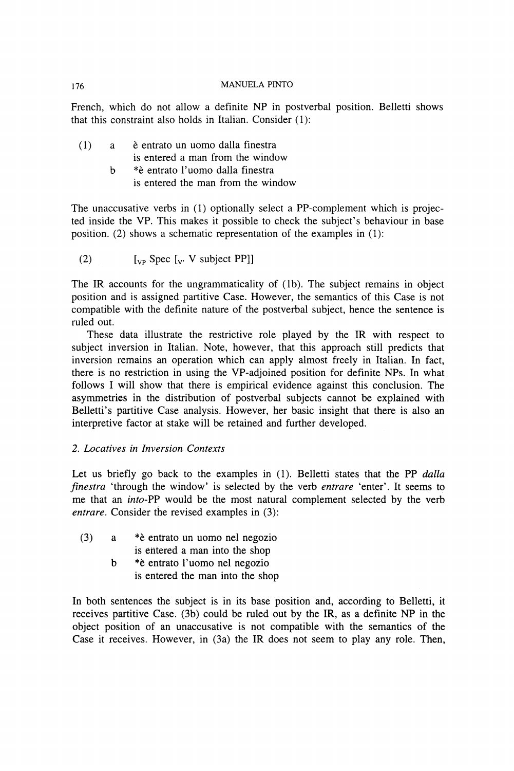French, which do not allow a definite NP in postverbal position. Belletti shows that this constraint also holds in Italian. Consider (1):

(1) a è entrato un uomo dalla finestra
  is entered a man from the window
 b *è entrato l'uomo dalla finestra
  is entered the man from the window

The unaccusative verbs in (1) optionally select a PP-complement which is projected inside the VP. This makes it possible to check the subject's behaviour in base position. (2) shows a schematic representation of the examples in (1):

(2) [$_{VP}$ Spec [$_{V'}$ V subject PP]]

The IR accounts for the ungrammaticality of (1b). The subject remains in object position and is assigned partitive Case. However, the semantics of this Case is not compatible with the definite nature of the postverbal subject, hence the sentence is ruled out.

These data illustrate the restrictive role played by the IR with respect to subject inversion in Italian. Note, however, that this approach still predicts that inversion remains an operation which can apply almost freely in Italian. In fact, there is no restriction in using the VP-adjoined position for definite NPs. In what follows I will show that there is empirical evidence against this conclusion. The asymmetries in the distribution of postverbal subjects cannot be explained with Belletti's partitive Case analysis. However, her basic insight that there is also an interpretive factor at stake will be retained and further developed.

## 2. *Locatives in Inversion Contexts*

Let us briefly go back to the examples in (1). Belletti states that the PP *dalla finestra* 'through the window' is selected by the verb *entrare* 'enter'. It seems to me that an *into*-PP would be the most natural complement selected by the verb *entrare*. Consider the revised examples in (3):

(3) a *è entrato un uomo nel negozio
  is entered a man into the shop
 b *è entrato l'uomo nel negozio
  is entered the man into the shop

In both sentences the subject is in its base position and, according to Belletti, it receives partitive Case. (3b) could be ruled out by the IR, as a definite NP in the object position of an unaccusative is not compatible with the semantics of the Case it receives. However, in (3a) the IR does not seem to play any role. Then,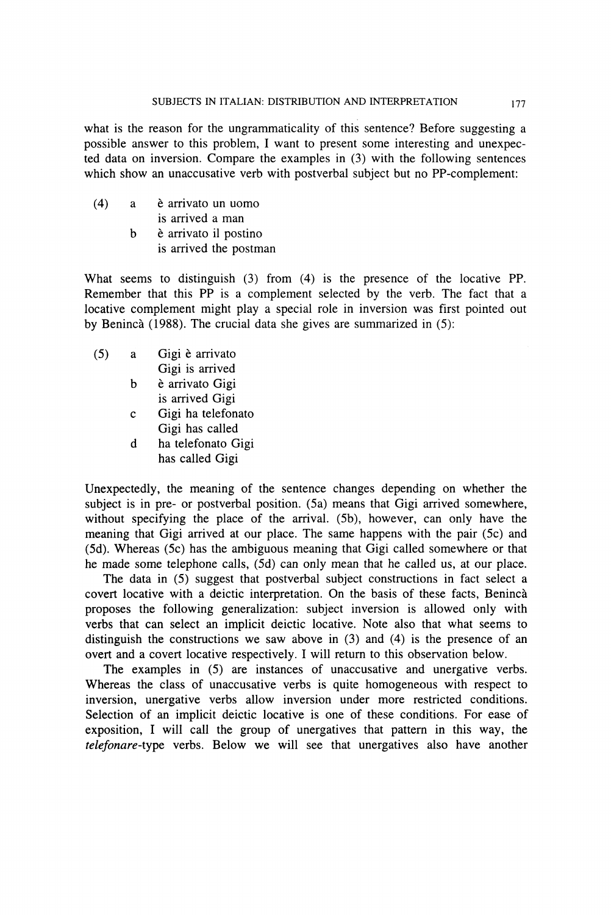what is the reason for the ungrammaticality of this sentence? Before suggesting a possible answer to this problem, I want to present some interesting and unexpected data on inversion. Compare the examples in (3) with the following sentences which show an unaccusative verb with postverbal subject but no PP-complement:

(4) a è arrivato un uomo
  is arrived a man
 b è arrivato il postino
  is arrived the postman

What seems to distinguish (3) from (4) is the presence of the locative PP. Remember that this PP is a complement selected by the verb. The fact that a locative complement might play a special role in inversion was first pointed out by Benincà (1988). The crucial data she gives are summarized in (5):

(5) a Gigi è arrivato
  Gigi is arrived
 b è arrivato Gigi
  is arrived Gigi
 c Gigi ha telefonato
  Gigi has called
 d ha telefonato Gigi
  has called Gigi

Unexpectedly, the meaning of the sentence changes depending on whether the subject is in pre- or postverbal position. (5a) means that Gigi arrived somewhere, without specifying the place of the arrival. (5b), however, can only have the meaning that Gigi arrived at our place. The same happens with the pair (5c) and (5d). Whereas (5c) has the ambiguous meaning that Gigi called somewhere or that he made some telephone calls, (5d) can only mean that he called us, at our place.

The data in (5) suggest that postverbal subject constructions in fact select a covert locative with a deictic interpretation. On the basis of these facts, Benincà proposes the following generalization: subject inversion is allowed only with verbs that can select an implicit deictic locative. Note also that what seems to distinguish the constructions we saw above in (3) and (4) is the presence of an overt and a covert locative respectively. I will return to this observation below.

The examples in (5) are instances of unaccusative and unergative verbs. Whereas the class of unaccusative verbs is quite homogeneous with respect to inversion, unergative verbs allow inversion under more restricted conditions. Selection of an implicit deictic locative is one of these conditions. For ease of exposition, I will call the group of unergatives that pattern in this way, the *telefonare*-type verbs. Below we will see that unergatives also have another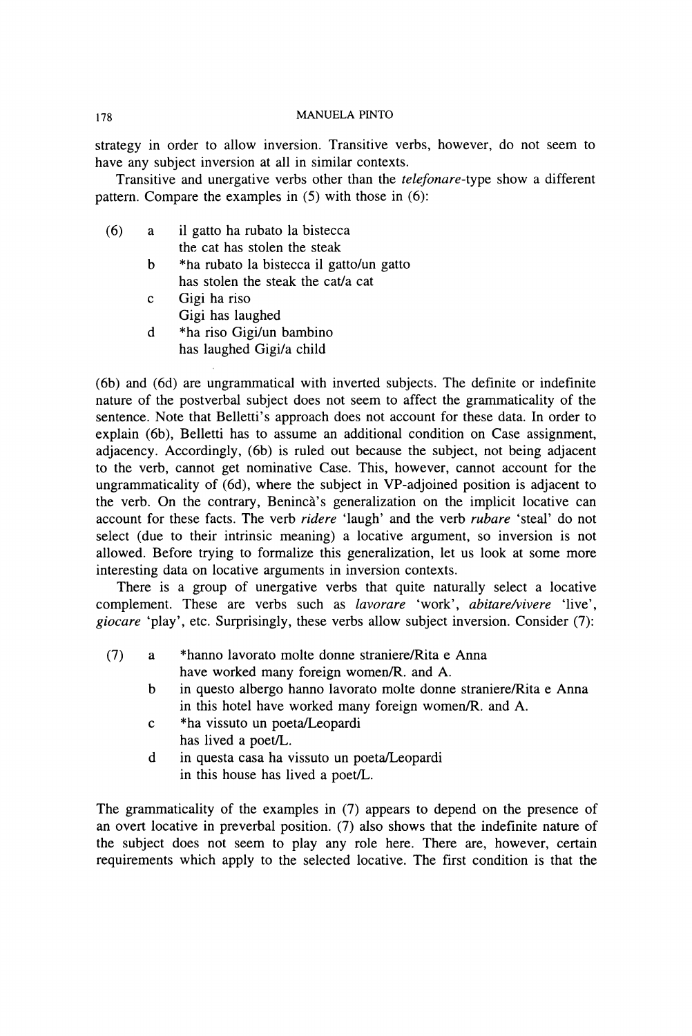strategy in order to allow inversion. Transitive verbs, however, do not seem to have any subject inversion at all in similar contexts.

Transitive and unergative verbs other than the *telefonare*-type show a different pattern. Compare the examples in (5) with those in (6):

(6) a il gatto ha rubato la bistecca
  the cat has stolen the steak
 b *ha rubato la bistecca il gatto/un gatto
  has stolen the steak the cat/a cat
 c Gigi ha riso
  Gigi has laughed
 d *ha riso Gigi/un bambino
  has laughed Gigi/a child

(6b) and (6d) are ungrammatical with inverted subjects. The definite or indefinite nature of the postverbal subject does not seem to affect the grammaticality of the sentence. Note that Belletti's approach does not account for these data. In order to explain (6b), Belletti has to assume an additional condition on Case assignment, adjacency. Accordingly, (6b) is ruled out because the subject, not being adjacent to the verb, cannot get nominative Case. This, however, cannot account for the ungrammaticality of (6d), where the subject in VP-adjoined position is adjacent to the verb. On the contrary, Benincà's generalization on the implicit locative can account for these facts. The verb *ridere* 'laugh' and the verb *rubare* 'steal' do not select (due to their intrinsic meaning) a locative argument, so inversion is not allowed. Before trying to formalize this generalization, let us look at some more interesting data on locative arguments in inversion contexts.

There is a group of unergative verbs that quite naturally select a locative complement. These are verbs such as *lavorare* 'work', *abitare/vivere* 'live', *giocare* 'play', etc. Surprisingly, these verbs allow subject inversion. Consider (7):

(7) a *hanno lavorato molte donne straniere/Rita e Anna
  have worked many foreign women/R. and A.
 b in questo albergo hanno lavorato molte donne straniere/Rita e Anna
  in this hotel have worked many foreign women/R. and A.
 c *ha vissuto un poeta/Leopardi
  has lived a poet/L.
 d in questa casa ha vissuto un poeta/Leopardi
  in this house has lived a poet/L.

The grammaticality of the examples in (7) appears to depend on the presence of an overt locative in preverbal position. (7) also shows that the indefinite nature of the subject does not seem to play any role here. There are, however, certain requirements which apply to the selected locative. The first condition is that the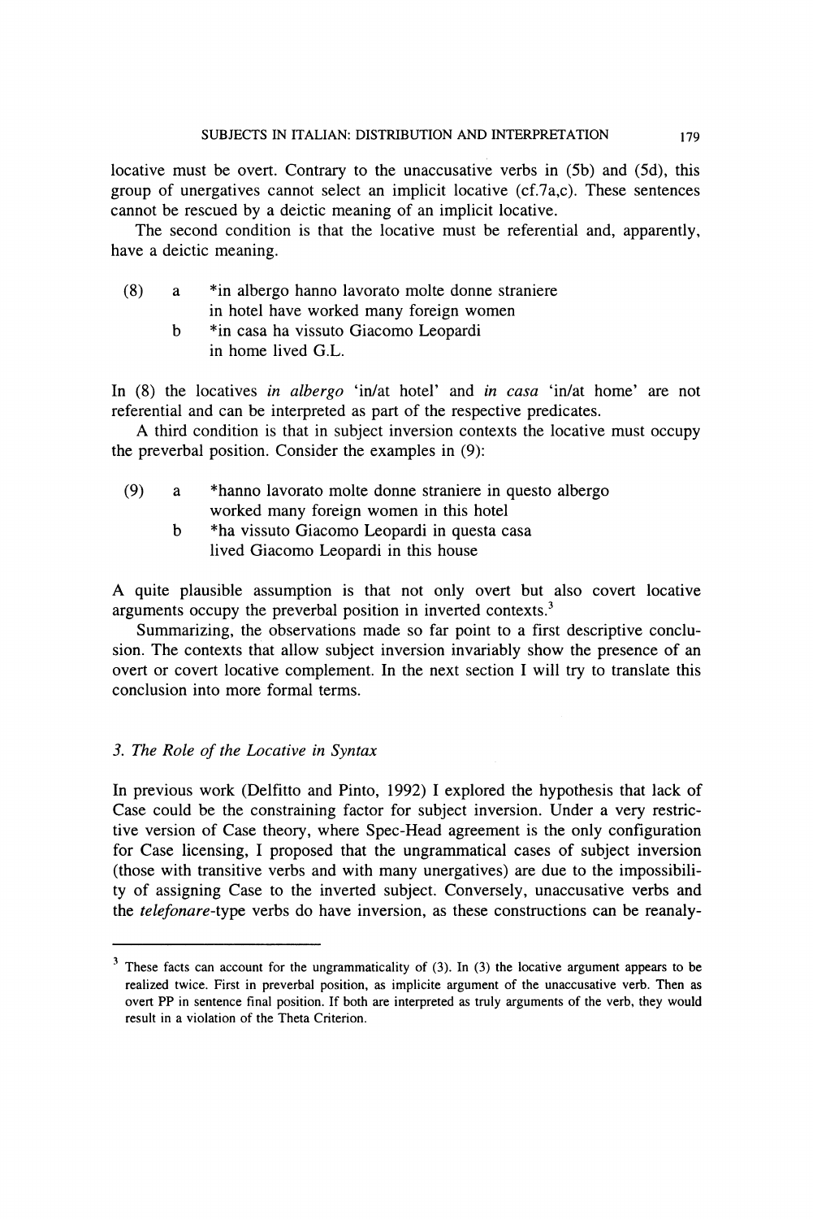locative must be overt. Contrary to the unaccusative verbs in (5b) and (5d), this group of unergatives cannot select an implicit locative (cf.7a,c). These sentences cannot be rescued by a deictic meaning of an implicit locative.

The second condition is that the locative must be referential and, apparently, have a deictic meaning.

(8) a *in albergo hanno lavorato molte donne straniere
in hotel have worked many foreign women

b *in casa ha vissuto Giacomo Leopardi
in home lived G.L.

In (8) the locatives *in albergo* 'in/at hotel' and *in casa* 'in/at home' are not referential and can be interpreted as part of the respective predicates.

A third condition is that in subject inversion contexts the locative must occupy the preverbal position. Consider the examples in (9):

(9) a *hanno lavorato molte donne straniere in questo albergo
worked many foreign women in this hotel

b *ha vissuto Giacomo Leopardi in questa casa
lived Giacomo Leopardi in this house

A quite plausible assumption is that not only overt but also covert locative arguments occupy the preverbal position in inverted contexts.[3]

Summarizing, the observations made so far point to a first descriptive conclusion. The contexts that allow subject inversion invariably show the presence of an overt or covert locative complement. In the next section I will try to translate this conclusion into more formal terms.

### *3. The Role of the Locative in Syntax*

In previous work (Delfitto and Pinto, 1992) I explored the hypothesis that lack of Case could be the constraining factor for subject inversion. Under a very restrictive version of Case theory, where Spec-Head agreement is the only configuration for Case licensing, I proposed that the ungrammatical cases of subject inversion (those with transitive verbs and with many unergatives) are due to the impossibility of assigning Case to the inverted subject. Conversely, unaccusative verbs and the *telefonare*-type verbs do have inversion, as these constructions can be reanaly-

---

[3] These facts can account for the ungrammaticality of (3). In (3) the locative argument appears to be realized twice. First in preverbal position, as implicite argument of the unaccusative verb. Then as overt PP in sentence final position. If both are interpreted as truly arguments of the verb, they would result in a violation of the Theta Criterion.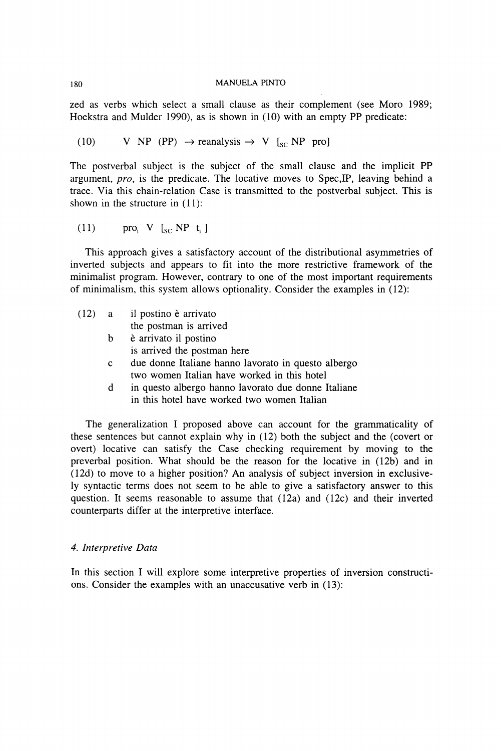zed as verbs which select a small clause as their complement (see Moro 1989; Hoekstra and Mulder 1990), as is shown in (10) with an empty PP predicate:

(10) V NP (PP) $\rightarrow$ reanalysis $\rightarrow$ V [$_{SC}$ NP pro]

The postverbal subject is the subject of the small clause and the implicit PP argument, *pro*, is the predicate. The locative moves to Spec,IP, leaving behind a trace. Via this chain-relation Case is transmitted to the postverbal subject. This is shown in the structure in (11):

(11) pro$_i$ V [$_{SC}$ NP t$_i$ ]

This approach gives a satisfactory account of the distributional asymmetries of inverted subjects and appears to fit into the more restrictive framework of the minimalist program. However, contrary to one of the most important requirements of minimalism, this system allows optionality. Consider the examples in (12):

(12) a il postino è arrivato
the postman is arrived
b è arrivato il postino
is arrived the postman here
c due donne Italiane hanno lavorato in questo albergo
two women Italian have worked in this hotel
d in questo albergo hanno lavorato due donne Italiane
in this hotel have worked two women Italian

The generalization I proposed above can account for the grammaticality of these sentences but cannot explain why in (12) both the subject and the (covert or overt) locative can satisfy the Case checking requirement by moving to the preverbal position. What should be the reason for the locative in (12b) and in (12d) to move to a higher position? An analysis of subject inversion in exclusively syntactic terms does not seem to be able to give a satisfactory answer to this question. It seems reasonable to assume that (12a) and (12c) and their inverted counterparts differ at the interpretive interface.

### *4. Interpretive Data*

In this section I will explore some interpretive properties of inversion constructions. Consider the examples with an unaccusative verb in (13):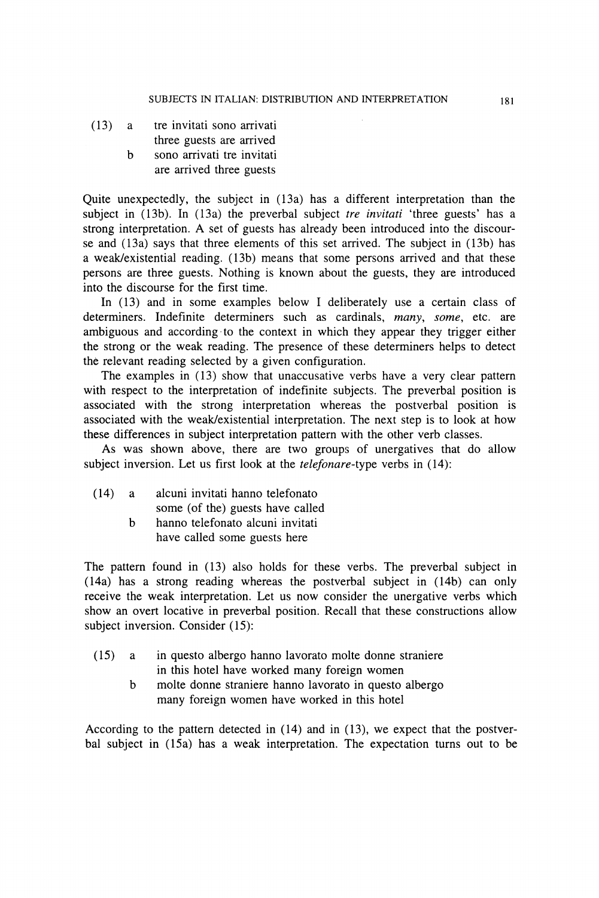(13) a tre invitati sono arrivati
 three guests are arrived
 b sono arrivati tre invitati
 are arrived three guests

Quite unexpectedly, the subject in (13a) has a different interpretation than the subject in (13b). In (13a) the preverbal subject *tre invitati* 'three guests' has a strong interpretation. A set of guests has already been introduced into the discourse and (13a) says that three elements of this set arrived. The subject in (13b) has a weak/existential reading. (13b) means that some persons arrived and that these persons are three guests. Nothing is known about the guests, they are introduced into the discourse for the first time.

In (13) and in some examples below I deliberately use a certain class of determiners. Indefinite determiners such as cardinals, *many*, *some*, etc. are ambiguous and according to the context in which they appear they trigger either the strong or the weak reading. The presence of these determiners helps to detect the relevant reading selected by a given configuration.

The examples in (13) show that unaccusative verbs have a very clear pattern with respect to the interpretation of indefinite subjects. The preverbal position is associated with the strong interpretation whereas the postverbal position is associated with the weak/existential interpretation. The next step is to look at how these differences in subject interpretation pattern with the other verb classes.

As was shown above, there are two groups of unergatives that do allow subject inversion. Let us first look at the *telefonare*-type verbs in (14):

(14) a alcuni invitati hanno telefonato
 some (of the) guests have called
 b hanno telefonato alcuni invitati
 have called some guests here

The pattern found in (13) also holds for these verbs. The preverbal subject in (14a) has a strong reading whereas the postverbal subject in (14b) can only receive the weak interpretation. Let us now consider the unergative verbs which show an overt locative in preverbal position. Recall that these constructions allow subject inversion. Consider (15):

(15) a in questo albergo hanno lavorato molte donne straniere
 in this hotel have worked many foreign women
 b molte donne straniere hanno lavorato in questo albergo
 many foreign women have worked in this hotel

According to the pattern detected in (14) and in (13), we expect that the postverbal subject in (15a) has a weak interpretation. The expectation turns out to be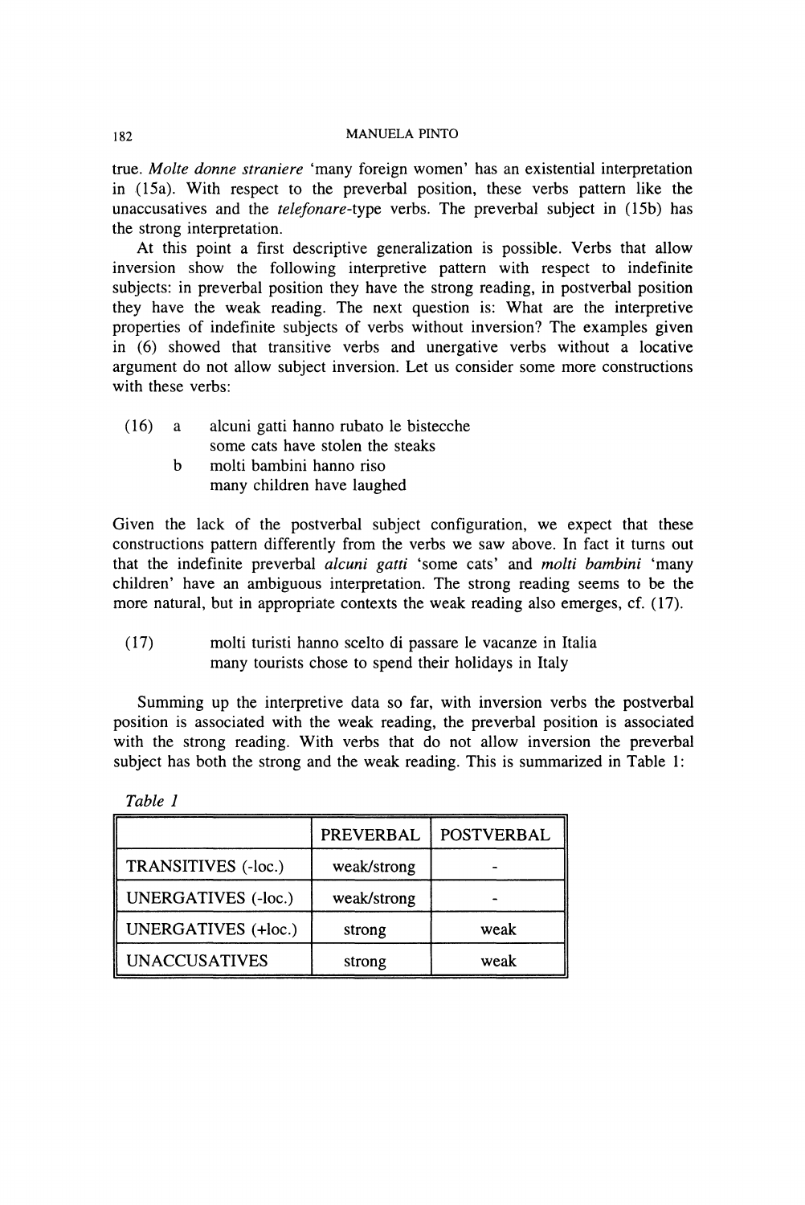true. *Molte donne straniere* 'many foreign women' has an existential interpretation in (15a). With respect to the preverbal position, these verbs pattern like the unaccusatives and the *telefonare*-type verbs. The preverbal subject in (15b) has the strong interpretation.

At this point a first descriptive generalization is possible. Verbs that allow inversion show the following interpretive pattern with respect to indefinite subjects: in preverbal position they have the strong reading, in postverbal position they have the weak reading. The next question is: What are the interpretive properties of indefinite subjects of verbs without inversion? The examples given in (6) showed that transitive verbs and unergative verbs without a locative argument do not allow subject inversion. Let us consider some more constructions with these verbs:

(16) a alcuni gatti hanno rubato le bistecche
some cats have stolen the steaks

b molti bambini hanno riso
many children have laughed

Given the lack of the postverbal subject configuration, we expect that these constructions pattern differently from the verbs we saw above. In fact it turns out that the indefinite preverbal *alcuni gatti* 'some cats' and *molti bambini* 'many children' have an ambiguous interpretation. The strong reading seems to be the more natural, but in appropriate contexts the weak reading also emerges, cf. (17).

(17) molti turisti hanno scelto di passare le vacanze in Italia
many tourists chose to spend their holidays in Italy

Summing up the interpretive data so far, with inversion verbs the postverbal position is associated with the weak reading, the preverbal position is associated with the strong reading. With verbs that do not allow inversion the preverbal subject has both the strong and the weak reading. This is summarized in Table 1:

*Table 1*

| | PREVERBAL | POSTVERBAL |
|---|---|---|
| TRANSITIVES (-loc.) | weak/strong | - |
| UNERGATIVES (-loc.) | weak/strong | - |
| UNERGATIVES (+loc.) | strong | weak |
| UNACCUSATIVES | strong | weak |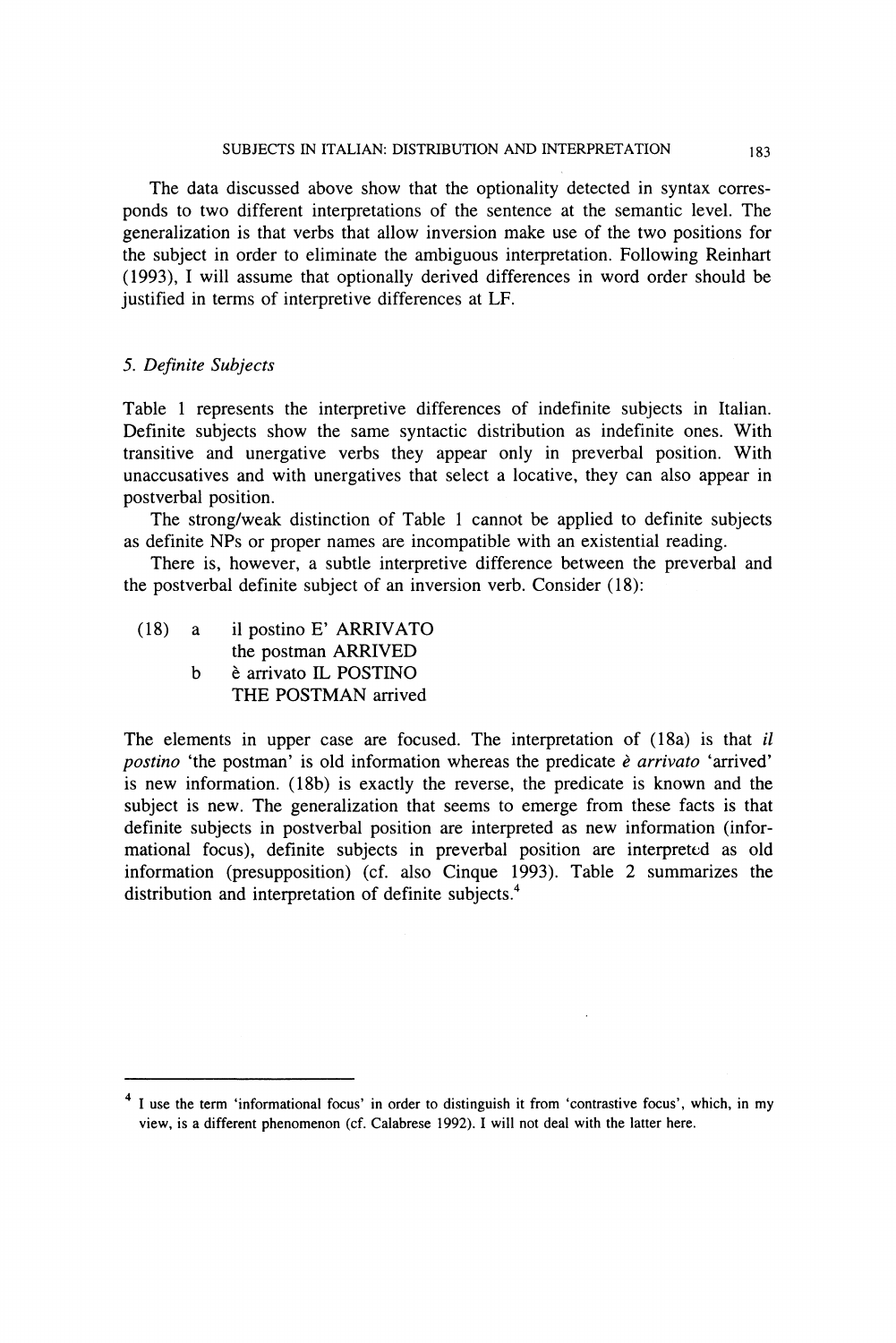The data discussed above show that the optionality detected in syntax corresponds to two different interpretations of the sentence at the semantic level. The generalization is that verbs that allow inversion make use of the two positions for the subject in order to eliminate the ambiguous interpretation. Following Reinhart (1993), I will assume that optionally derived differences in word order should be justified in terms of interpretive differences at LF.

## *5. Definite Subjects*

Table 1 represents the interpretive differences of indefinite subjects in Italian. Definite subjects show the same syntactic distribution as indefinite ones. With transitive and unergative verbs they appear only in preverbal position. With unaccusatives and with unergatives that select a locative, they can also appear in postverbal position.

The strong/weak distinction of Table 1 cannot be applied to definite subjects as definite NPs or proper names are incompatible with an existential reading.

There is, however, a subtle interpretive difference between the preverbal and the postverbal definite subject of an inversion verb. Consider (18):

(18) a il postino E' ARRIVATO
  the postman ARRIVED
 b è arrivato IL POSTINO
  THE POSTMAN arrived

The elements in upper case are focused. The interpretation of (18a) is that *il postino* 'the postman' is old information whereas the predicate *è arrivato* 'arrived' is new information. (18b) is exactly the reverse, the predicate is known and the subject is new. The generalization that seems to emerge from these facts is that definite subjects in postverbal position are interpreted as new information (informational focus), definite subjects in preverbal position are interpreted as old information (presupposition) (cf. also Cinque 1993). Table 2 summarizes the distribution and interpretation of definite subjects.[4]

---

[4] I use the term 'informational focus' in order to distinguish it from 'contrastive focus', which, in my view, is a different phenomenon (cf. Calabrese 1992). I will not deal with the latter here.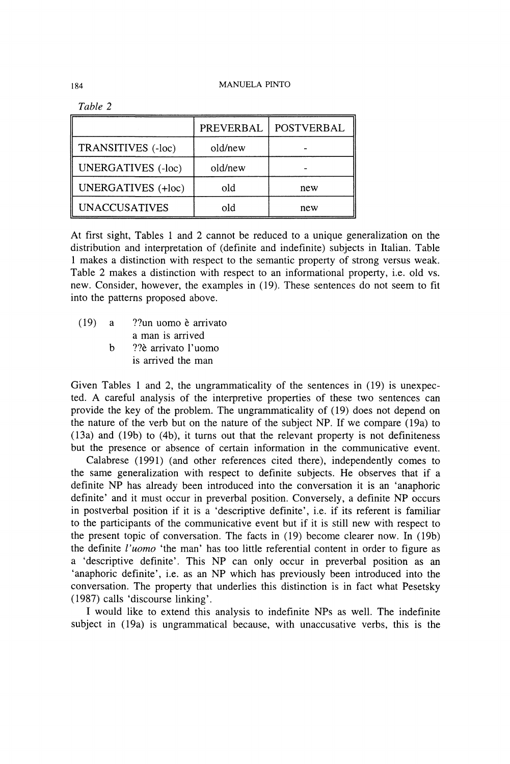*Table 2*

| | PREVERBAL | POSTVERBAL |
|---|---|---|
| TRANSITIVES (-loc) | old/new | - |
| UNERGATIVES (-loc) | old/new | - |
| UNERGATIVES (+loc) | old | new |
| UNACCUSATIVES | old | new |

At first sight, Tables 1 and 2 cannot be reduced to a unique generalization on the distribution and interpretation of (definite and indefinite) subjects in Italian. Table 1 makes a distinction with respect to the semantic property of strong versus weak. Table 2 makes a distinction with respect to an informational property, i.e. old vs. new. Consider, however, the examples in (19). These sentences do not seem to fit into the patterns proposed above.

(19) a ??un uomo è arrivato
a man is arrived
b ??è arrivato l'uomo
is arrived the man

Given Tables 1 and 2, the ungrammaticality of the sentences in (19) is unexpected. A careful analysis of the interpretive properties of these two sentences can provide the key of the problem. The ungrammaticality of (19) does not depend on the nature of the verb but on the nature of the subject NP. If we compare (19a) to (13a) and (19b) to (4b), it turns out that the relevant property is not definiteness but the presence or absence of certain information in the communicative event.

Calabrese (1991) (and other references cited there), independently comes to the same generalization with respect to definite subjects. He observes that if a definite NP has already been introduced into the conversation it is an 'anaphoric definite' and it must occur in preverbal position. Conversely, a definite NP occurs in postverbal position if it is a 'descriptive definite', i.e. if its referent is familiar to the participants of the communicative event but if it is still new with respect to the present topic of conversation. The facts in (19) become clearer now. In (19b) the definite *l'uomo* 'the man' has too little referential content in order to figure as a 'descriptive definite'. This NP can only occur in preverbal position as an 'anaphoric definite', i.e. as an NP which has previously been introduced into the conversation. The property that underlies this distinction is in fact what Pesetsky (1987) calls 'discourse linking'.

I would like to extend this analysis to indefinite NPs as well. The indefinite subject in (19a) is ungrammatical because, with unaccusative verbs, this is the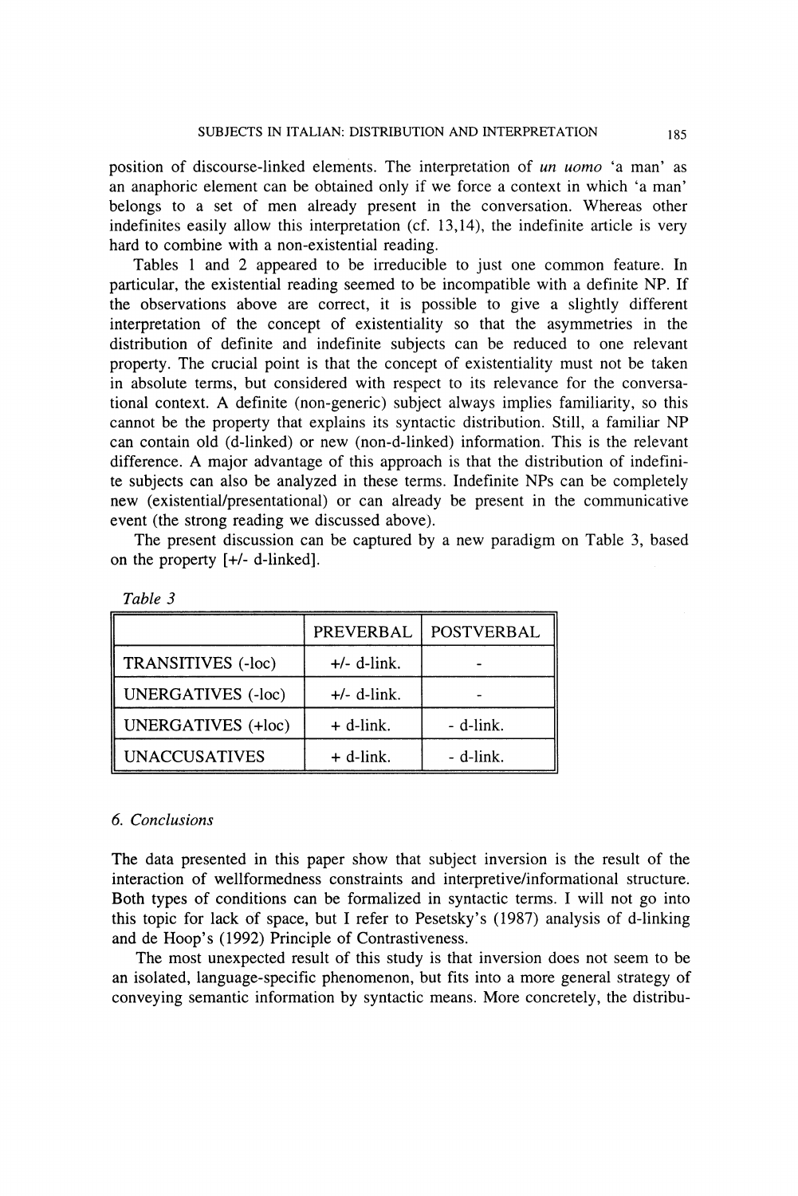position of discourse-linked elements. The interpretation of *un uomo* 'a man' as an anaphoric element can be obtained only if we force a context in which 'a man' belongs to a set of men already present in the conversation. Whereas other indefinites easily allow this interpretation (cf. 13,14), the indefinite article is very hard to combine with a non-existential reading.

Tables 1 and 2 appeared to be irreducible to just one common feature. In particular, the existential reading seemed to be incompatible with a definite NP. If the observations above are correct, it is possible to give a slightly different interpretation of the concept of existentiality so that the asymmetries in the distribution of definite and indefinite subjects can be reduced to one relevant property. The crucial point is that the concept of existentiality must not be taken in absolute terms, but considered with respect to its relevance for the conversational context. A definite (non-generic) subject always implies familiarity, so this cannot be the property that explains its syntactic distribution. Still, a familiar NP can contain old (d-linked) or new (non-d-linked) information. This is the relevant difference. A major advantage of this approach is that the distribution of indefinite subjects can also be analyzed in these terms. Indefinite NPs can be completely new (existential/presentational) or can already be present in the communicative event (the strong reading we discussed above).

The present discussion can be captured by a new paradigm on Table 3, based on the property [+/- d-linked].

*Table 3*

| | PREVERBAL | POSTVERBAL |
|---|---|---|
| TRANSITIVES (-loc) | +/- d-link. | - |
| UNERGATIVES (-loc) | +/- d-link. | - |
| UNERGATIVES (+loc) | + d-link. | - d-link. |
| UNACCUSATIVES | + d-link. | - d-link. |

## 6. Conclusions

The data presented in this paper show that subject inversion is the result of the interaction of wellformedness constraints and interpretive/informational structure. Both types of conditions can be formalized in syntactic terms. I will not go into this topic for lack of space, but I refer to Pesetsky's (1987) analysis of d-linking and de Hoop's (1992) Principle of Contrastiveness.

The most unexpected result of this study is that inversion does not seem to be an isolated, language-specific phenomenon, but fits into a more general strategy of conveying semantic information by syntactic means. More concretely, the distribu-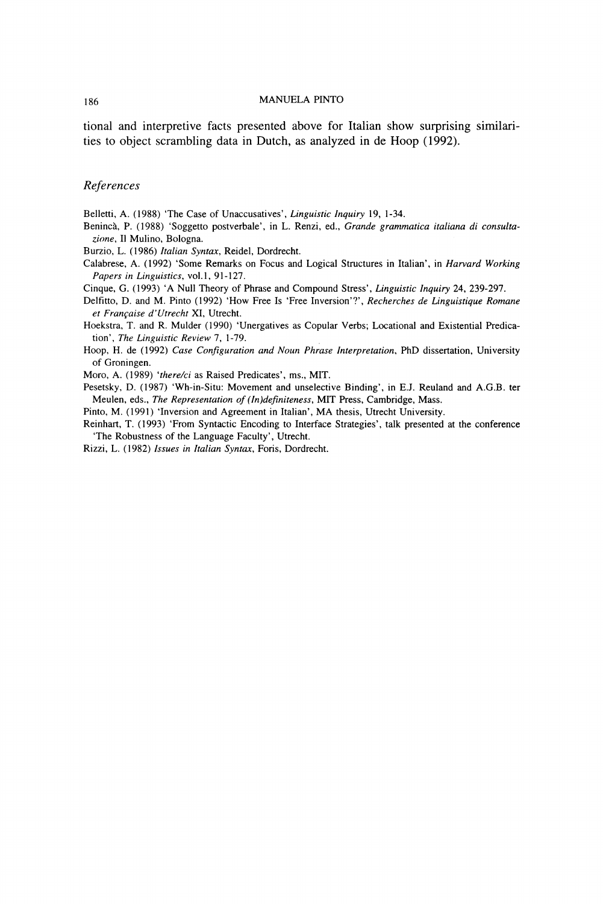tional and interpretive facts presented above for Italian show surprising similarities to object scrambling data in Dutch, as analyzed in de Hoop (1992).

### *References*

Belletti, A. (1988) 'The Case of Unaccusatives', *Linguistic Inquiry* 19, 1-34.

Benincà, P. (1988) 'Soggetto postverbale', in L. Renzi, ed., *Grande grammatica italiana di consultazione*, Il Mulino, Bologna.

Burzio, L. (1986) *Italian Syntax*, Reidel, Dordrecht.

Calabrese, A. (1992) 'Some Remarks on Focus and Logical Structures in Italian', in *Harvard Working Papers in Linguistics*, vol.1, 91-127.

Cinque, G. (1993) 'A Null Theory of Phrase and Compound Stress', *Linguistic Inquiry* 24, 239-297.

Delfitto, D. and M. Pinto (1992) 'How Free Is 'Free Inversion'?', *Recherches de Linguistique Romane et Française d'Utrecht* XI, Utrecht.

Hoekstra, T. and R. Mulder (1990) 'Unergatives as Copular Verbs; Locational and Existential Predication', *The Linguistic Review* 7, 1-79.

Hoop, H. de (1992) *Case Configuration and Noun Phrase Interpretation*, PhD dissertation, University of Groningen.

Moro, A. (1989) '*there/ci* as Raised Predicates', ms., MIT.

Pesetsky, D. (1987) 'Wh-in-Situ: Movement and unselective Binding', in E.J. Reuland and A.G.B. ter Meulen, eds., *The Representation of (In)definiteness*, MIT Press, Cambridge, Mass.

Pinto, M. (1991) 'Inversion and Agreement in Italian', MA thesis, Utrecht University.

Reinhart, T. (1993) 'From Syntactic Encoding to Interface Strategies', talk presented at the conference 'The Robustness of the Language Faculty', Utrecht.

Rizzi, L. (1982) *Issues in Italian Syntax*, Foris, Dordrecht.